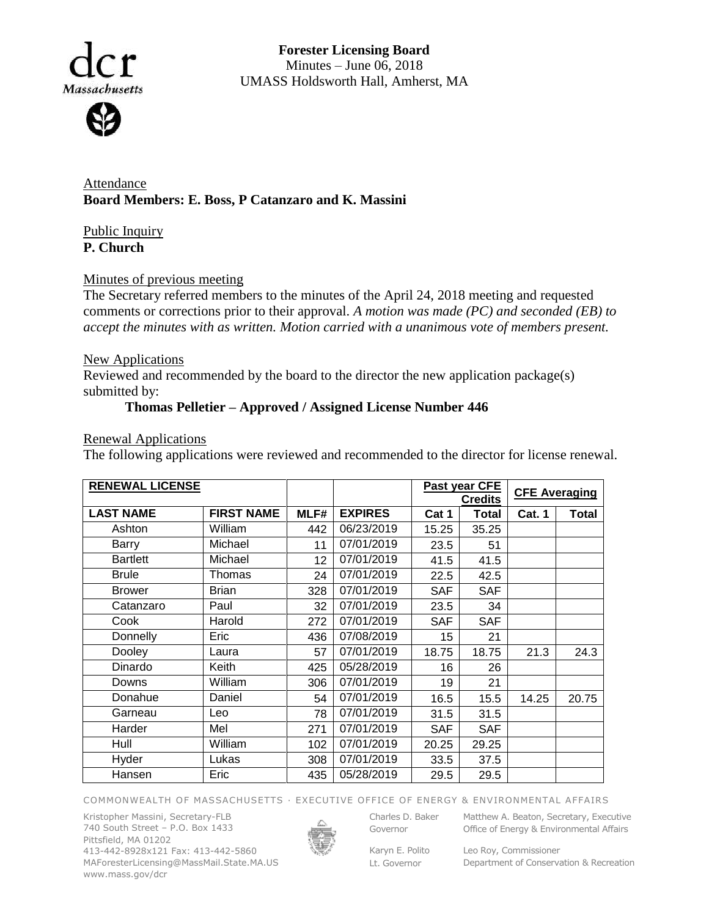**Forester Licensing Board**
Minutes – June 06, 2018
UMASS Holdsworth Hall, Amherst, MA

Attendance
**Board Members: E. Boss, P Catanzaro and K. Massini**

Public Inquiry
**P. Church**

Minutes of previous meeting
The Secretary referred members to the minutes of the April 24, 2018 meeting and requested comments or corrections prior to their approval. *A motion was made (PC) and seconded (EB) to accept the minutes with as written. Motion carried with a unanimous vote of members present.*

New Applications
Reviewed and recommended by the board to the director the new application package(s) submitted by:

**Thomas Pelletier – Approved / Assigned License Number 446**

Renewal Applications
The following applications were reviewed and recommended to the director for license renewal.

| RENEWAL LICENSE | | | | Past year CFE Credits | | CFE Averaging | |
|---|---|---|---|---|---|---|---|
| LAST NAME | FIRST NAME | MLF# | EXPIRES | Cat 1 | Total | Cat. 1 | Total |
| Ashton | William | 442 | 06/23/2019 | 15.25 | 35.25 | | |
| Barry | Michael | 11 | 07/01/2019 | 23.5 | 51 | | |
| Bartlett | Michael | 12 | 07/01/2019 | 41.5 | 41.5 | | |
| Brule | Thomas | 24 | 07/01/2019 | 22.5 | 42.5 | | |
| Brower | Brian | 328 | 07/01/2019 | SAF | SAF | | |
| Catanzaro | Paul | 32 | 07/01/2019 | 23.5 | 34 | | |
| Cook | Harold | 272 | 07/01/2019 | SAF | SAF | | |
| Donnelly | Eric | 436 | 07/08/2019 | 15 | 21 | | |
| Dooley | Laura | 57 | 07/01/2019 | 18.75 | 18.75 | 21.3 | 24.3 |
| Dinardo | Keith | 425 | 05/28/2019 | 16 | 26 | | |
| Downs | William | 306 | 07/01/2019 | 19 | 21 | | |
| Donahue | Daniel | 54 | 07/01/2019 | 16.5 | 15.5 | 14.25 | 20.75 |
| Garneau | Leo | 78 | 07/01/2019 | 31.5 | 31.5 | | |
| Harder | Mel | 271 | 07/01/2019 | SAF | SAF | | |
| Hull | William | 102 | 07/01/2019 | 20.25 | 29.25 | | |
| Hyder | Lukas | 308 | 07/01/2019 | 33.5 | 37.5 | | |
| Hansen | Eric | 435 | 05/28/2019 | 29.5 | 29.5 | | |

COMMONWEALTH OF MASSACHUSETTS · EXECUTIVE OFFICE OF ENERGY & ENVIRONMENTAL AFFAIRS

Kristopher Massini, Secretary-FLB
740 South Street – P.O. Box 1433
Pittsfield, MA 01202
413-442-8928x121 Fax: 413-442-5860
MAForesterLicensing@MassMail.State.MA.US
www.mass.gov/dcr

Charles D. Baker
Governor

Karyn E. Polito
Lt. Governor

Matthew A. Beaton, Secretary, Executive Office of Energy & Environmental Affairs

Leo Roy, Commissioner
Department of Conservation & Recreation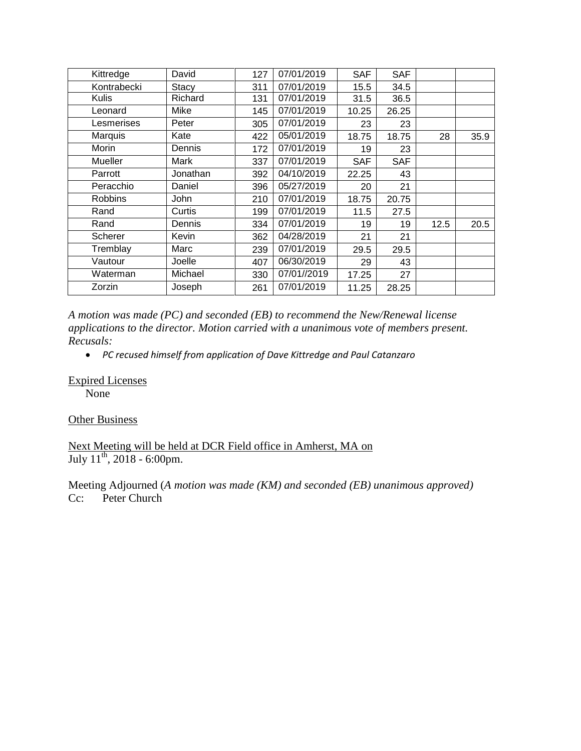| | | | | | | | |
|---|---|---|---|---|---|---|---|
| Kittredge | David | 127 | 07/01/2019 | SAF | SAF | | |
| Kontrabecki | Stacy | 311 | 07/01/2019 | 15.5 | 34.5 | | |
| Kulis | Richard | 131 | 07/01/2019 | 31.5 | 36.5 | | |
| Leonard | Mike | 145 | 07/01/2019 | 10.25 | 26.25 | | |
| Lesmerises | Peter | 305 | 07/01/2019 | 23 | 23 | | |
| Marquis | Kate | 422 | 05/01/2019 | 18.75 | 18.75 | 28 | 35.9 |
| Morin | Dennis | 172 | 07/01/2019 | 19 | 23 | | |
| Mueller | Mark | 337 | 07/01/2019 | SAF | SAF | | |
| Parrott | Jonathan | 392 | 04/10/2019 | 22.25 | 43 | | |
| Peracchio | Daniel | 396 | 05/27/2019 | 20 | 21 | | |
| Robbins | John | 210 | 07/01/2019 | 18.75 | 20.75 | | |
| Rand | Curtis | 199 | 07/01/2019 | 11.5 | 27.5 | | |
| Rand | Dennis | 334 | 07/01/2019 | 19 | 19 | 12.5 | 20.5 |
| Scherer | Kevin | 362 | 04/28/2019 | 21 | 21 | | |
| Tremblay | Marc | 239 | 07/01/2019 | 29.5 | 29.5 | | |
| Vautour | Joelle | 407 | 06/30/2019 | 29 | 43 | | |
| Waterman | Michael | 330 | 07/01//2019 | 17.25 | 27 | | |
| Zorzin | Joseph | 261 | 07/01/2019 | 11.25 | 28.25 | | |

*A motion was made (PC) and seconded (EB) to recommend the New/Renewal license applications to the director. Motion carried with a unanimous vote of members present. Recusals:*

- *PC recused himself from application of Dave Kittredge and Paul Catanzaro*

Expired Licenses
None

Other Business

Next Meeting will be held at DCR Field office in Amherst, MA on July 11th, 2018 - 6:00pm.

Meeting Adjourned (*A motion was made (KM) and seconded (EB) unanimous approved)*
Cc: Peter Church